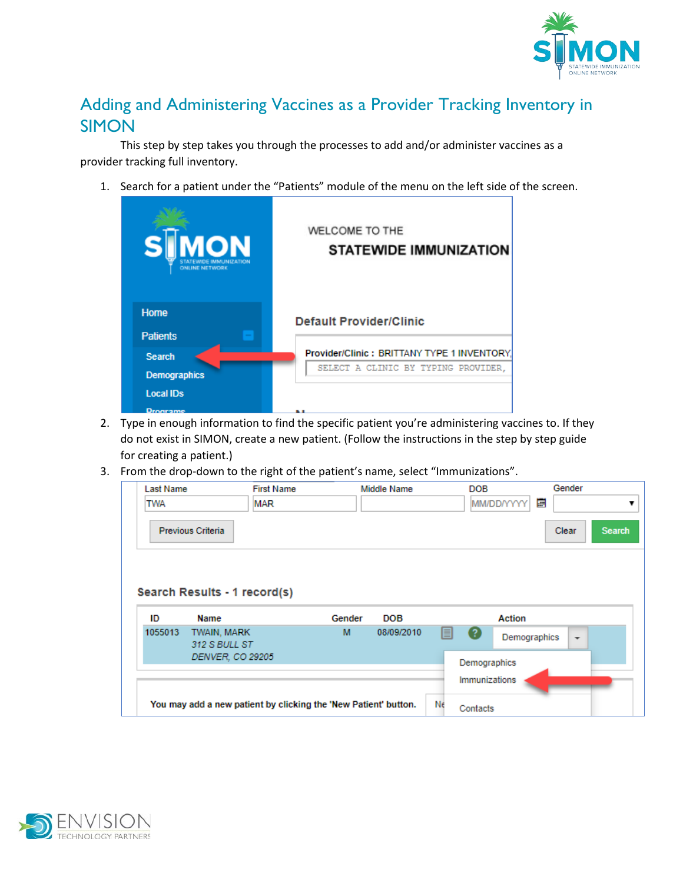# Adding and Administering Vaccines as a Provider Tracking Inventory in SIMON

This step by step takes you through the processes to add and/or administer vaccines as a provider tracking full inventory.

1. Search for a patient under the "Patients" module of the menu on the left side of the screen.
2. Type in enough information to find the specific patient you're administering vaccines to. If they do not exist in SIMON, create a new patient. (Follow the instructions in the step by step guide for creating a patient.)
3. From the drop-down to the right of the patient's name, select "Immunizations".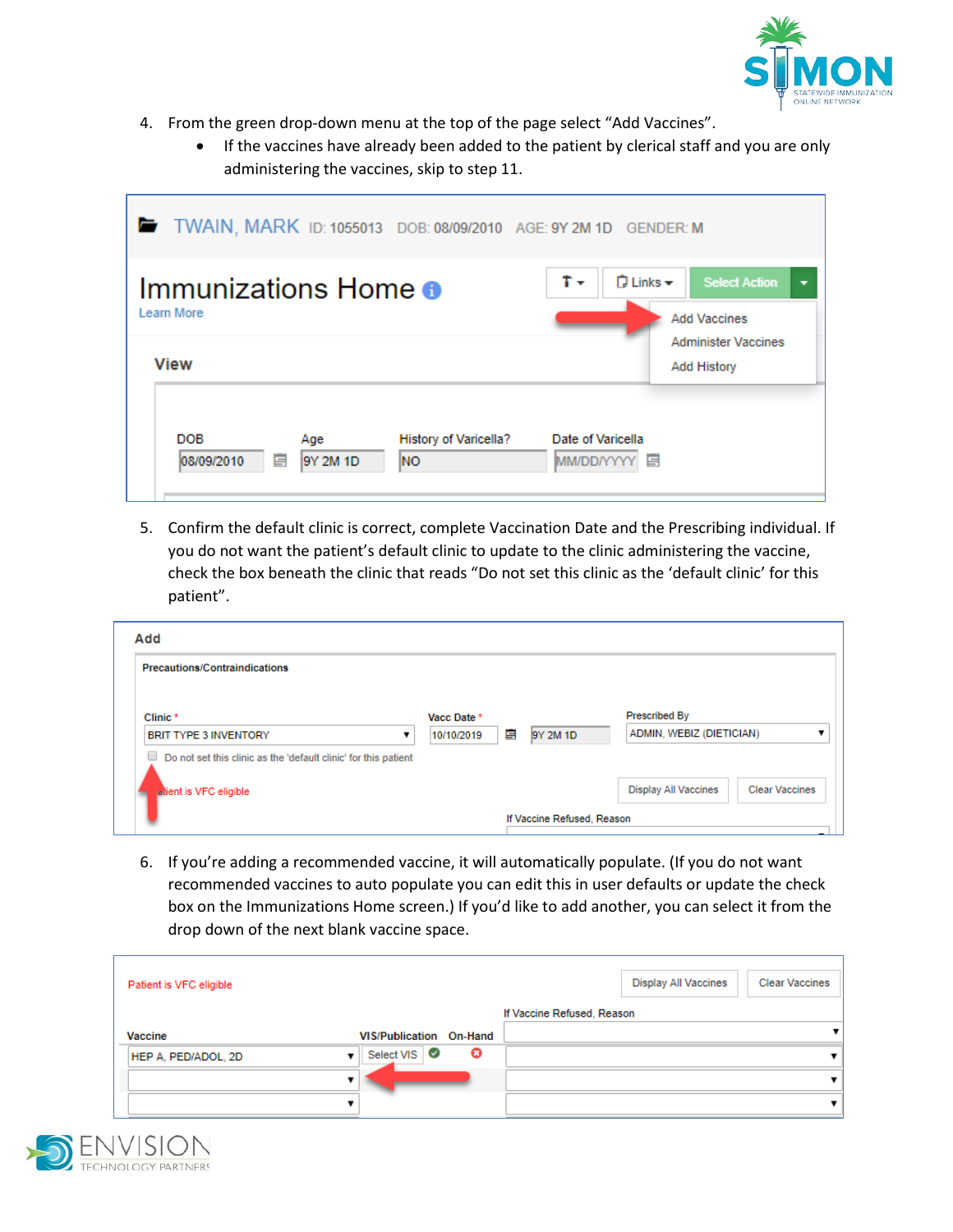4. From the green drop-down menu at the top of the page select "Add Vaccines".
   - If the vaccines have already been added to the patient by clerical staff and you are only administering the vaccines, skip to step 11.

5. Confirm the default clinic is correct, complete Vaccination Date and the Prescribing individual. If you do not want the patient's default clinic to update to the clinic administering the vaccine, check the box beneath the clinic that reads "Do not set this clinic as the 'default clinic' for this patient".

6. If you're adding a recommended vaccine, it will automatically populate. (If you do not want recommended vaccines to auto populate you can edit this in user defaults or update the check box on the Immunizations Home screen.) If you'd like to add another, you can select it from the drop down of the next blank vaccine space.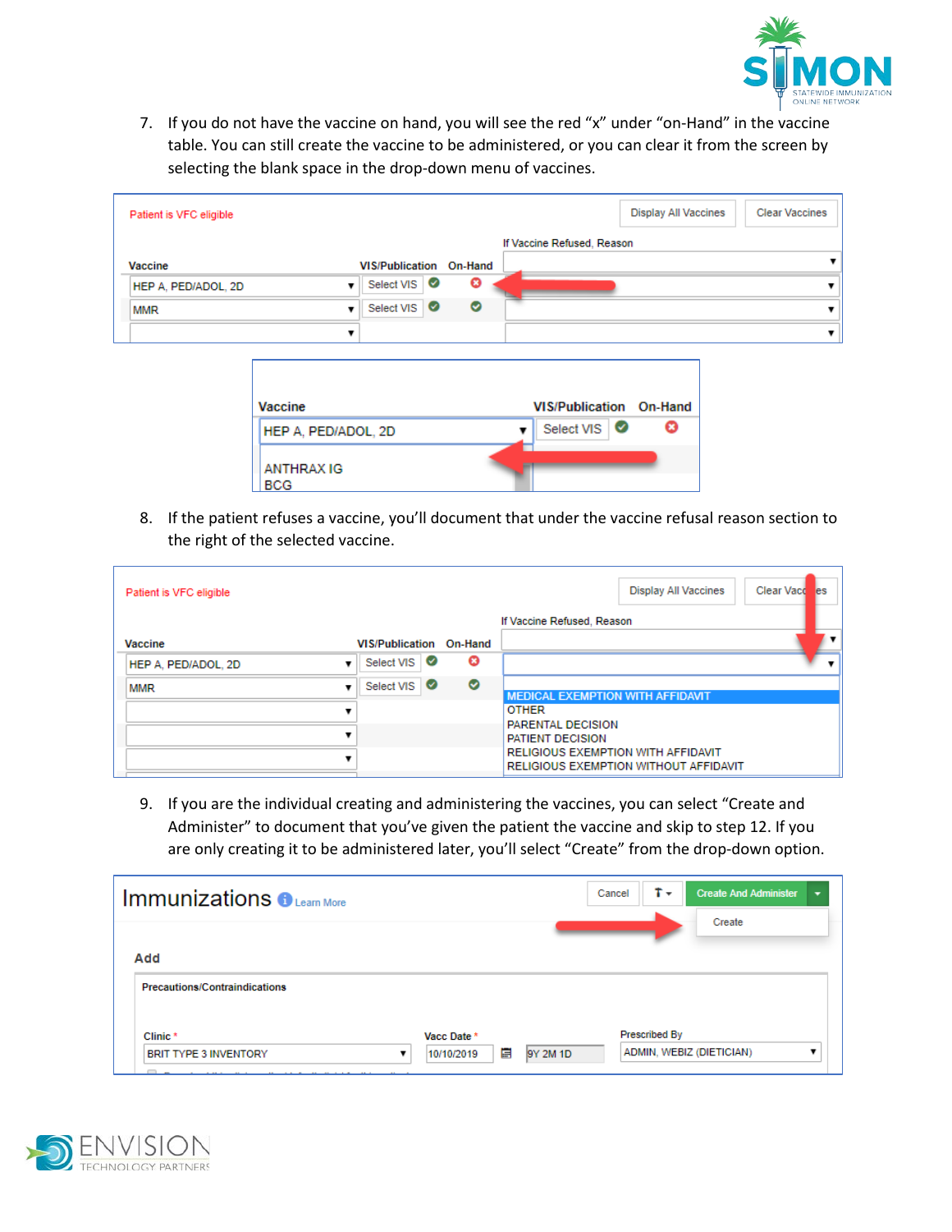7. If you do not have the vaccine on hand, you will see the red "x" under "on-Hand" in the vaccine table. You can still create the vaccine to be administered, or you can clear it from the screen by selecting the blank space in the drop-down menu of vaccines.

8. If the patient refuses a vaccine, you'll document that under the vaccine refusal reason section to the right of the selected vaccine.

9. If you are the individual creating and administering the vaccines, you can select "Create and Administer" to document that you've given the patient the vaccine and skip to step 12. If you are only creating it to be administered later, you'll select "Create" from the drop-down option.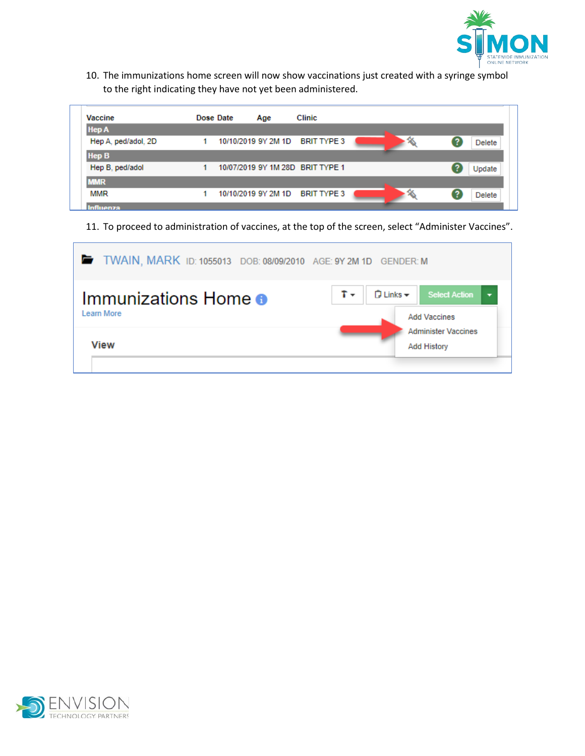10. The immunizations home screen will now show vaccinations just created with a syringe symbol to the right indicating they have not yet been administered.

| Vaccine | Dose | Date | Age | Clinic | | | |
|---|---|---|---|---|---|---|---|
| **Hep A** | | | | | | | |
| Hep A, ped/adol, 2D | 1 | 10/10/2019 | 9Y 2M 1D | BRIT TYPE 3 | | ? | Delete |
| **Hep B** | | | | | | | |
| Hep B, ped/adol | 1 | 10/07/2019 | 9Y 1M 28D | BRIT TYPE 1 | | ? | Update |
| **MMR** | | | | | | | |
| MMR | 1 | 10/10/2019 | 9Y 2M 1D | BRIT TYPE 3 | | ? | Delete |
| **Influenza** | | | | | | | |

11. To proceed to administration of vaccines, at the top of the screen, select “Administer Vaccines”.

TWAIN, MARK ID: 1055013 DOB: 08/09/2010 AGE: 9Y 2M 1D GENDER: M

Immunizations Home

Learn More

Links

Select Action

Add Vaccines

Administer Vaccines

Add History

View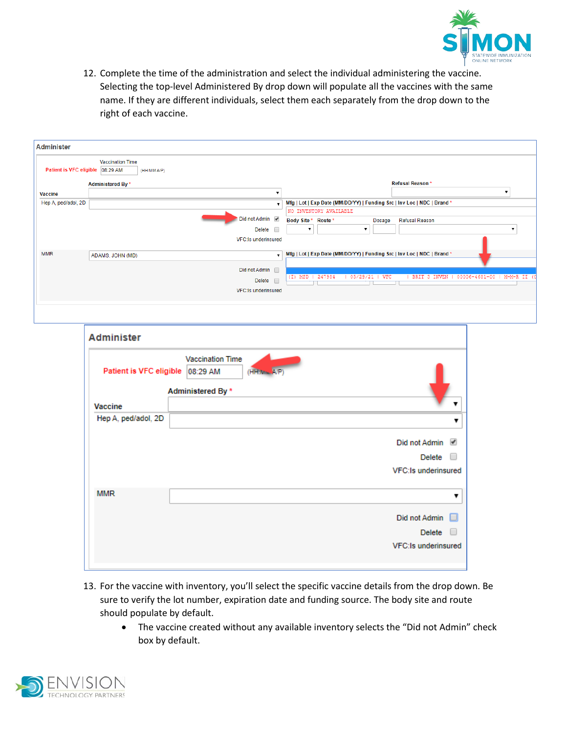12. Complete the time of the administration and select the individual administering the vaccine. Selecting the top-level Administered By drop down will populate all the vaccines with the same name. If they are different individuals, select them each separately from the drop down to the right of each vaccine.

13. For the vaccine with inventory, you'll select the specific vaccine details from the drop down. Be sure to verify the lot number, expiration date and funding source. The body site and route should populate by default.
    - The vaccine created without any available inventory selects the "Did not Admin" check box by default.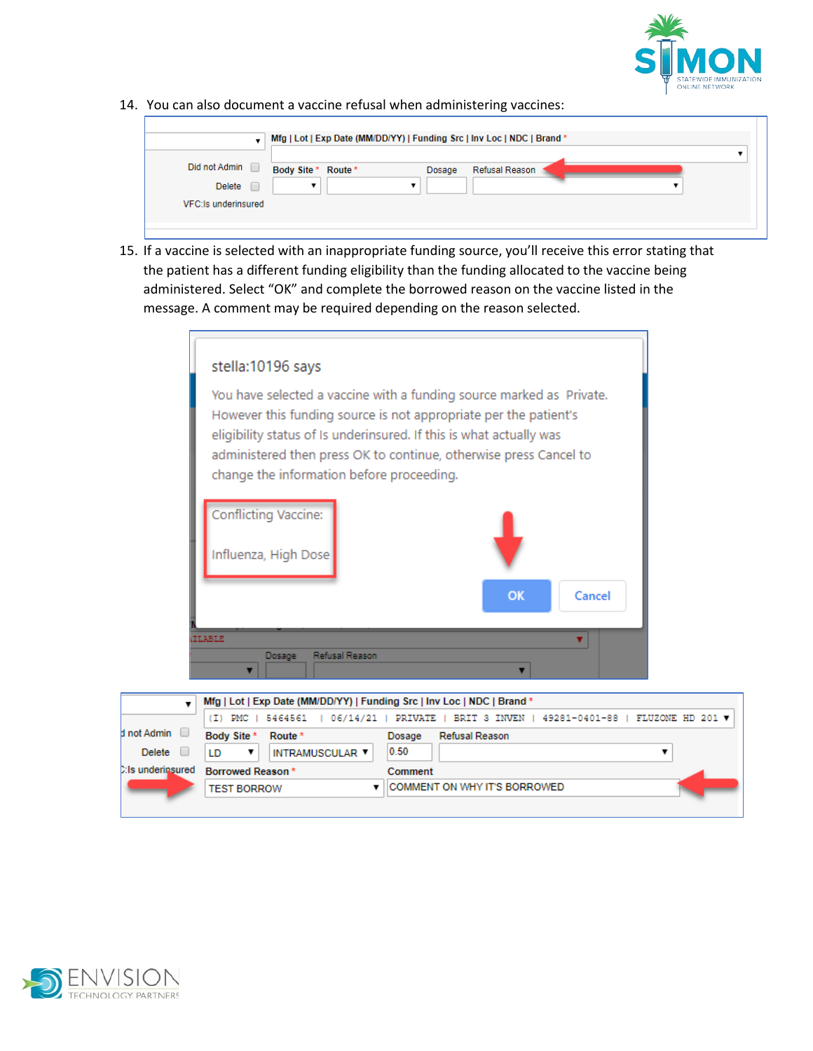14. You can also document a vaccine refusal when administering vaccines:

Mfg | Lot | Exp Date (MM/DD/YY) | Funding Src | Inv Loc | NDC | Brand *

Did not Admin

Delete

VFC:Is underinsured

Body Site * Route * Dosage Refusal Reason

15. If a vaccine is selected with an inappropriate funding source, you'll receive this error stating that the patient has a different funding eligibility than the funding allocated to the vaccine being administered. Select "OK" and complete the borrowed reason on the vaccine listed in the message. A comment may be required depending on the reason selected.

stella:10196 says

You have selected a vaccine with a funding source marked as Private. However this funding source is not appropriate per the patient's eligibility status of Is underinsured. If this is what actually was administered then press OK to continue, otherwise press Cancel to change the information before proceeding.

Conflicting Vaccine:

Influenza, High Dose

OK Cancel

Mfg | Lot | Exp Date (MM/DD/YY) | Funding Src | Inv Loc | NDC | Brand *

(I) PMC | 5464561 | 06/14/21 | PRIVATE | BRIT 3 INVEN | 49281-0401-88 | FLUZONE HD 201

Did not Admin

Delete

VFC:Is underinsured

Body Site * Route * Dosage Refusal Reason

LD INTRAMUSCULAR 0.50

Borrowed Reason * Comment

TEST BORROW COMMENT ON WHY IT'S BORROWED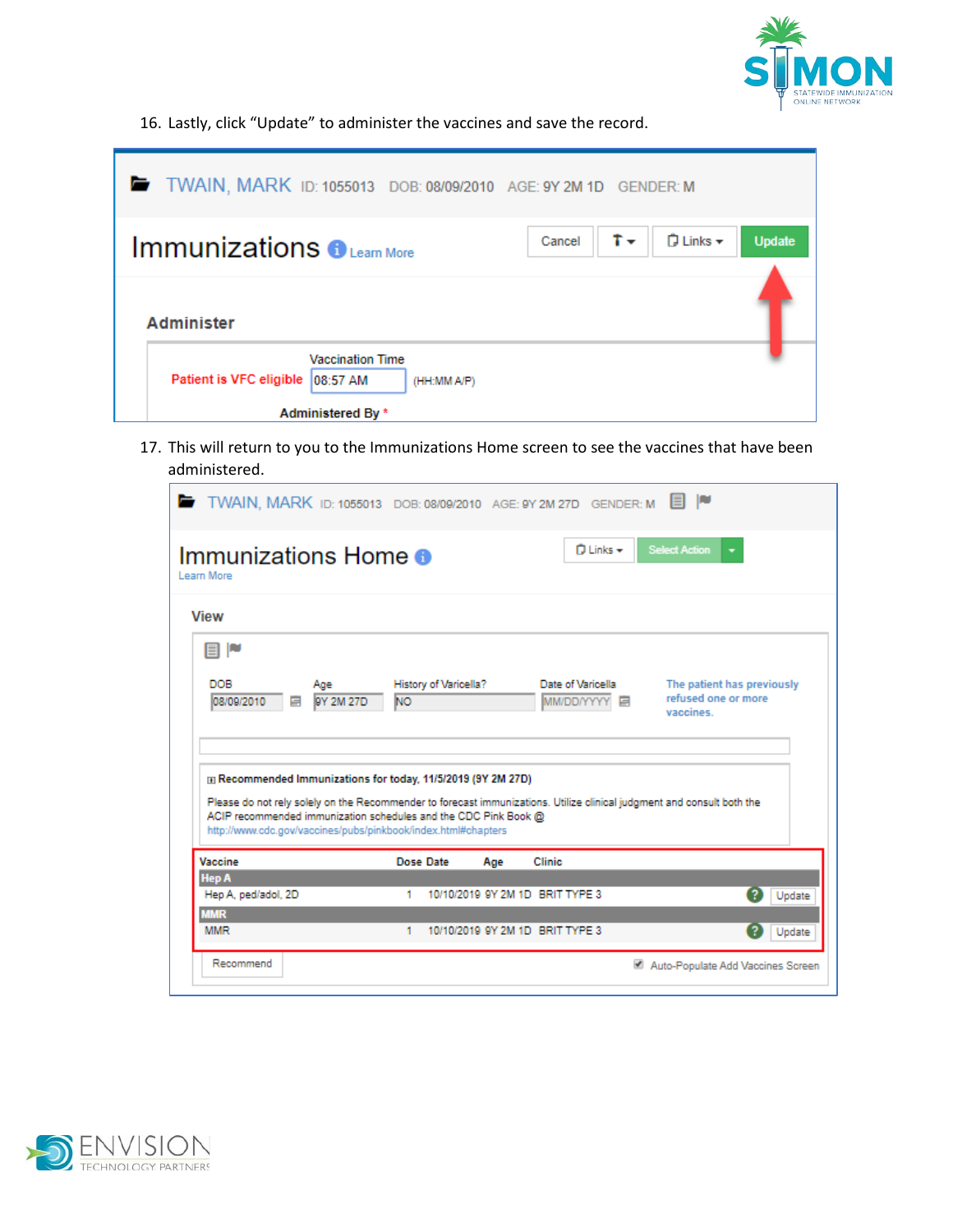16. Lastly, click "Update" to administer the vaccines and save the record.

TWAIN, MARK ID: 1055013 DOB: 08/09/2010 AGE: 9Y 2M 1D GENDER: M

Immunizations Learn More

Cancel Links Update

Administer

Patient is VFC eligible

Vaccination Time 08:57 AM (HH:MM A/P)

Administered By *

17. This will return to you to the Immunizations Home screen to see the vaccines that have been administered.

TWAIN, MARK ID: 1055013 DOB: 08/09/2010 AGE: 9Y 2M 27D GENDER: M

Immunizations Home

Learn More

Links Select Action

View

DOB 08/09/2010

Age 9Y 2M 27D

History of Varicella? NO

Date of Varicella MM/DD/YYYY

The patient has previously refused one or more vaccines.

Recommended Immunizations for today, 11/5/2019 (9Y 2M 27D)

Please do not rely solely on the Recommender to forecast immunizations. Utilize clinical judgment and consult both the ACIP recommended immunization schedules and the CDC Pink Book @ http://www.cdc.gov/vaccines/pubs/pinkbook/index.html#chapters

| Vaccine | | Dose Date | Age | Clinic | |
|---|---|---|---|---|---|
| Hep A | | | | | |
| Hep A, ped/adol, 2D | 1 | 10/10/2019 | 9Y 2M 1D | BRIT TYPE 3 | Update |
| MMR | | | | | |
| MMR | 1 | 10/10/2019 | 9Y 2M 1D | BRIT TYPE 3 | Update |

Recommend

Auto-Populate Add Vaccines Screen